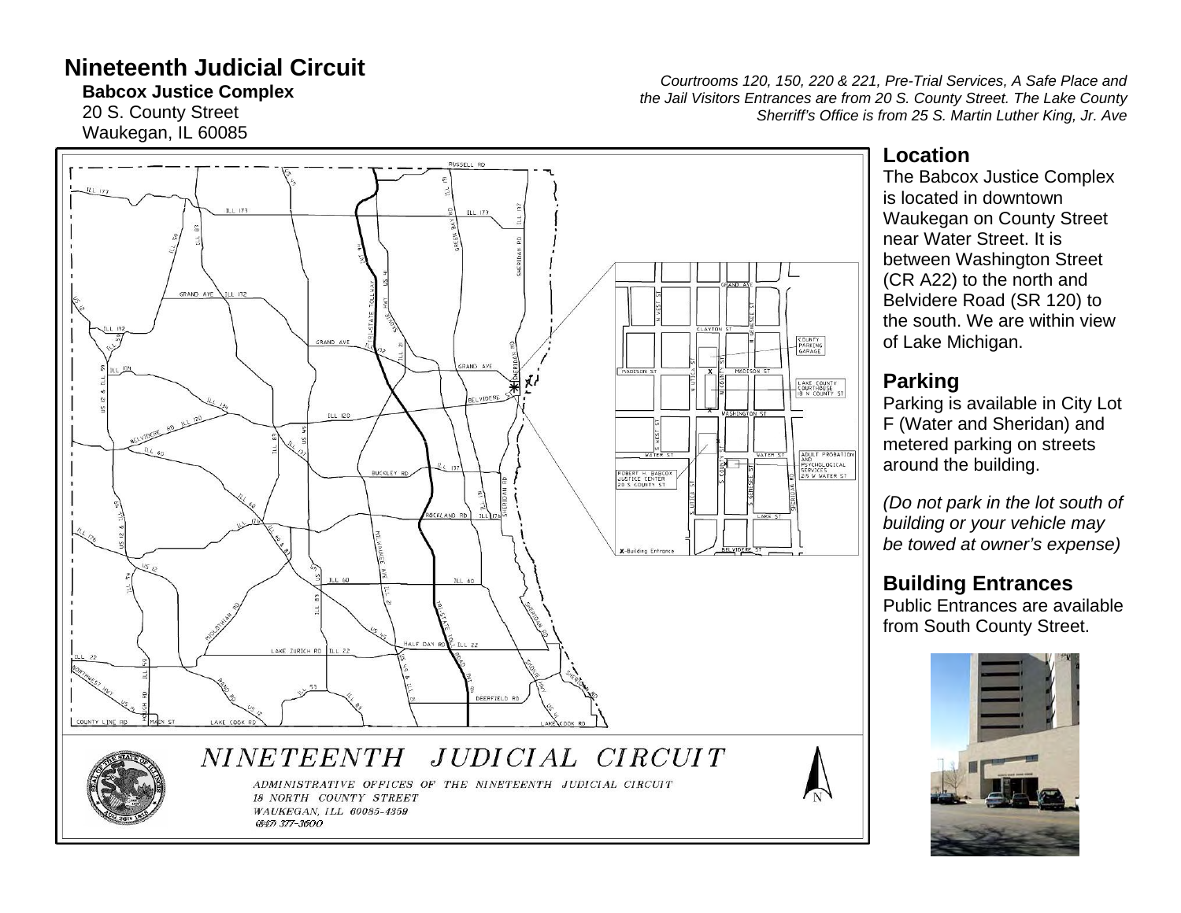# Nineteenth Judicial Circuit

**Babcox Justice Complex**
20 S. County Street
Waukegan, IL 60085

*Courtrooms 120, 150, 220 & 221, Pre-Trial Services, A Safe Place and the Jail Visitors Entrances are from 20 S. County Street. The Lake County Sherriff's Office is from 25 S. Martin Luther King, Jr. Ave*

NINETEENTH JUDICIAL CIRCUIT

ADMINISTRATIVE OFFICES OF THE NINETEENTH JUDICIAL CIRCUIT
18 NORTH COUNTY STREET
WAUKEGAN, ILL 60085-4359
(847) 377-3600

## Location

The Babcox Justice Complex is located in downtown Waukegan on County Street near Water Street. It is between Washington Street (CR A22) to the north and Belvidere Road (SR 120) to the south. We are within view of Lake Michigan.

## Parking

Parking is available in City Lot F (Water and Sheridan) and metered parking on streets around the building.

*(Do not park in the lot south of building or your vehicle may be towed at owner's expense)*

## Building Entrances

Public Entrances are available from South County Street.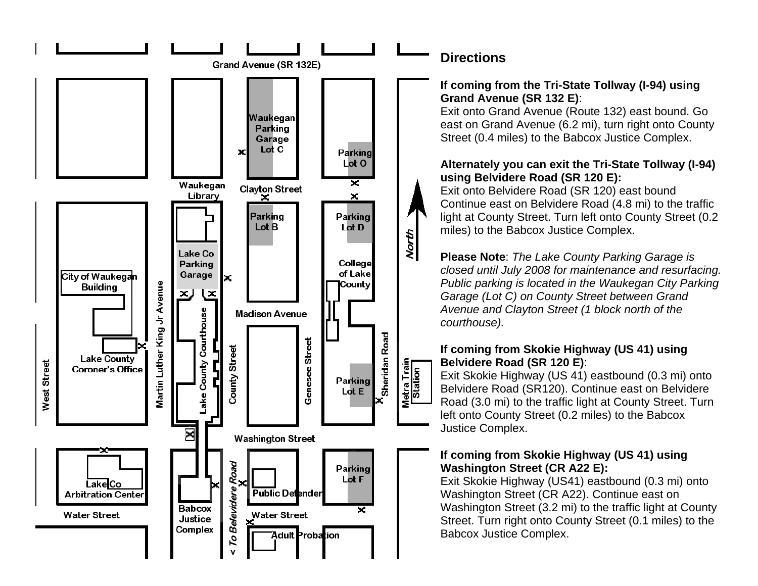Grand Avenue (SR 132E)

Waukegan Parking Garage Lot C

Parking Lot O

Waukegan Library

Clayton Street

Parking Lot B

Parking Lot D

Lake Co Parking Garage

College of Lake County

City of Waukegan Building

Madison Avenue

Lake County Coroner's Office

West Street

Martin Luther King Jr Avenue

Lake County Courthouse

County Street

Genesee Street

Sheridan Road

Metra Train Station

Parking Lot E

North

Washington Street

Lake Co Arbitration Center

Water Street

Babcox Justice Complex

< To Belvidere Road

Public Defender

Water Street

Parking Lot F

Adult Probation

## Directions

**If coming from the Tri-State Tollway (I-94) using Grand Avenue (SR 132 E)**:
Exit onto Grand Avenue (Route 132) east bound. Go east on Grand Avenue (6.2 mi), turn right onto County Street (0.4 miles) to the Babcox Justice Complex.

**Alternately you can exit the Tri-State Tollway (I-94) using Belvidere Road (SR 120 E):**
Exit onto Belvidere Road (SR 120) east bound Continue east on Belvidere Road (4.8 mi) to the traffic light at County Street. Turn left onto County Street (0.2 miles) to the Babcox Justice Complex.

**Please Note**: *The Lake County Parking Garage is closed until July 2008 for maintenance and resurfacing. Public parking is located in the Waukegan City Parking Garage (Lot C) on County Street between Grand Avenue and Clayton Street (1 block north of the courthouse).*

**If coming from Skokie Highway (US 41) using Belvidere Road (SR 120 E)**:
Exit Skokie Highway (US 41) eastbound (0.3 mi) onto Belvidere Road (SR120). Continue east on Belvidere Road (3.0 mi) to the traffic light at County Street. Turn left onto County Street (0.2 miles) to the Babcox Justice Complex.

**If coming from Skokie Highway (US 41) using Washington Street (CR A22 E):**
Exit Skokie Highway (US41) eastbound (0.3 mi) onto Washington Street (CR A22). Continue east on Washington Street (3.2 mi) to the traffic light at County Street. Turn right onto County Street (0.1 miles) to the Babcox Justice Complex.